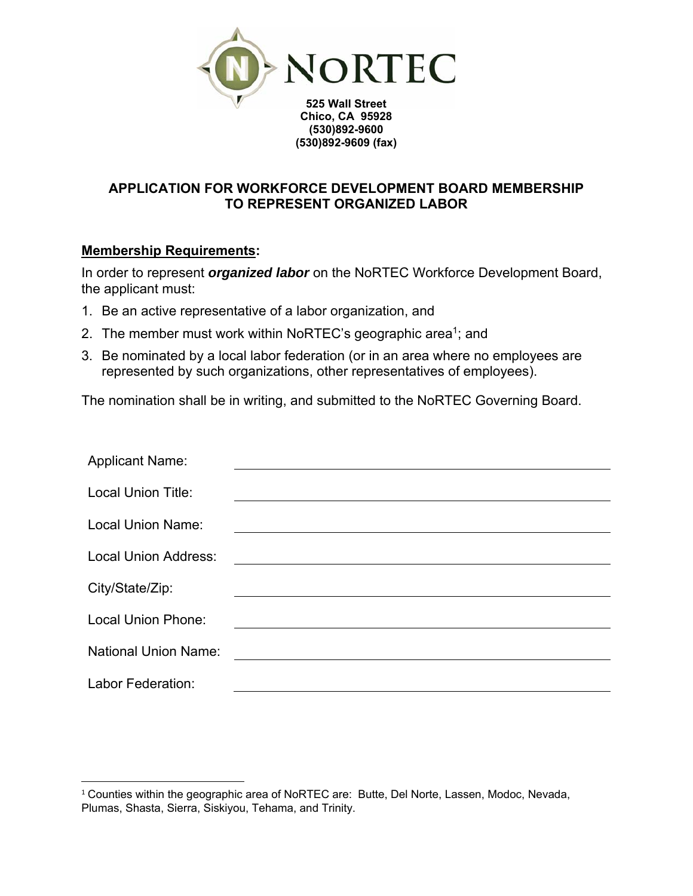NoRTEC

**525 Wall Street**
**Chico, CA 95928**
**(530)892-9600**
**(530)892-9609 (fax)**

## APPLICATION FOR WORKFORCE DEVELOPMENT BOARD MEMBERSHIP TO REPRESENT ORGANIZED LABOR

**Membership Requirements:**

In order to represent ***organized labor*** on the NoRTEC Workforce Development Board, the applicant must:

1. Be an active representative of a labor organization, and
2. The member must work within NoRTEC's geographic area[1]; and
3. Be nominated by a local labor federation (or in an area where no employees are represented by such organizations, other representatives of employees).

The nomination shall be in writing, and submitted to the NoRTEC Governing Board.

Applicant Name: ______________________________

Local Union Title: ______________________________

Local Union Name: ______________________________

Local Union Address: ______________________________

City/State/Zip: ______________________________

Local Union Phone: ______________________________

National Union Name: ______________________________

Labor Federation: ______________________________

[1] Counties within the geographic area of NoRTEC are: Butte, Del Norte, Lassen, Modoc, Nevada, Plumas, Shasta, Sierra, Siskiyou, Tehama, and Trinity.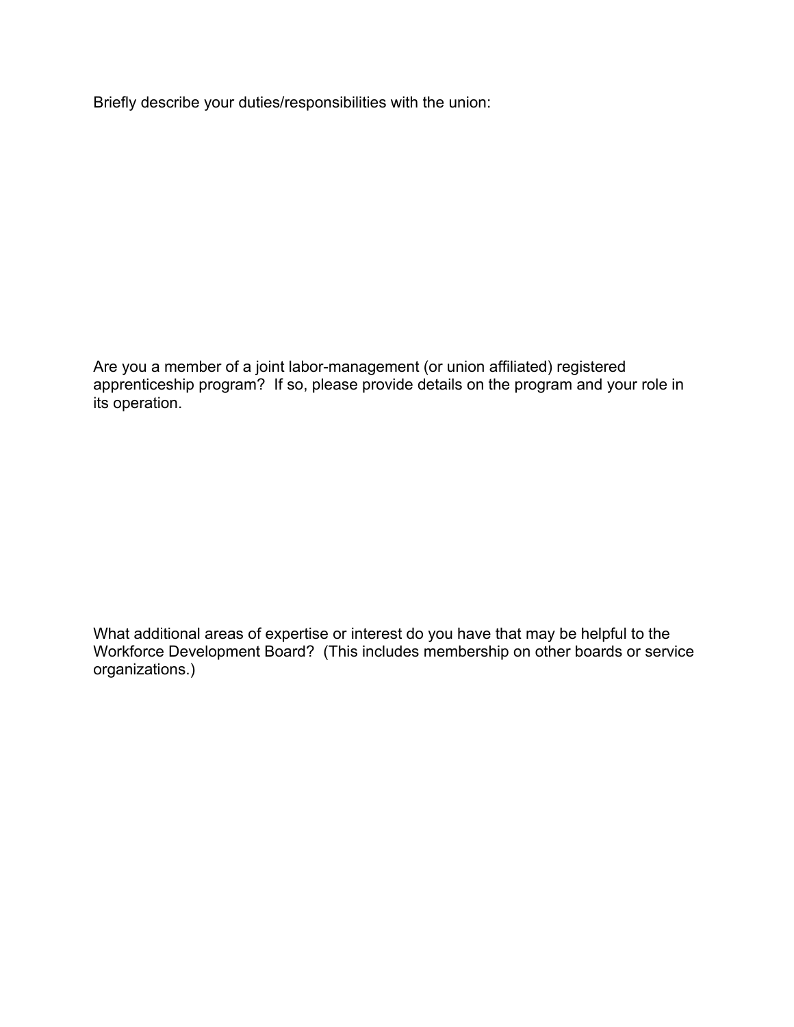Briefly describe your duties/responsibilities with the union:

Are you a member of a joint labor-management (or union affiliated) registered apprenticeship program? If so, please provide details on the program and your role in its operation.

What additional areas of expertise or interest do you have that may be helpful to the Workforce Development Board? (This includes membership on other boards or service organizations.)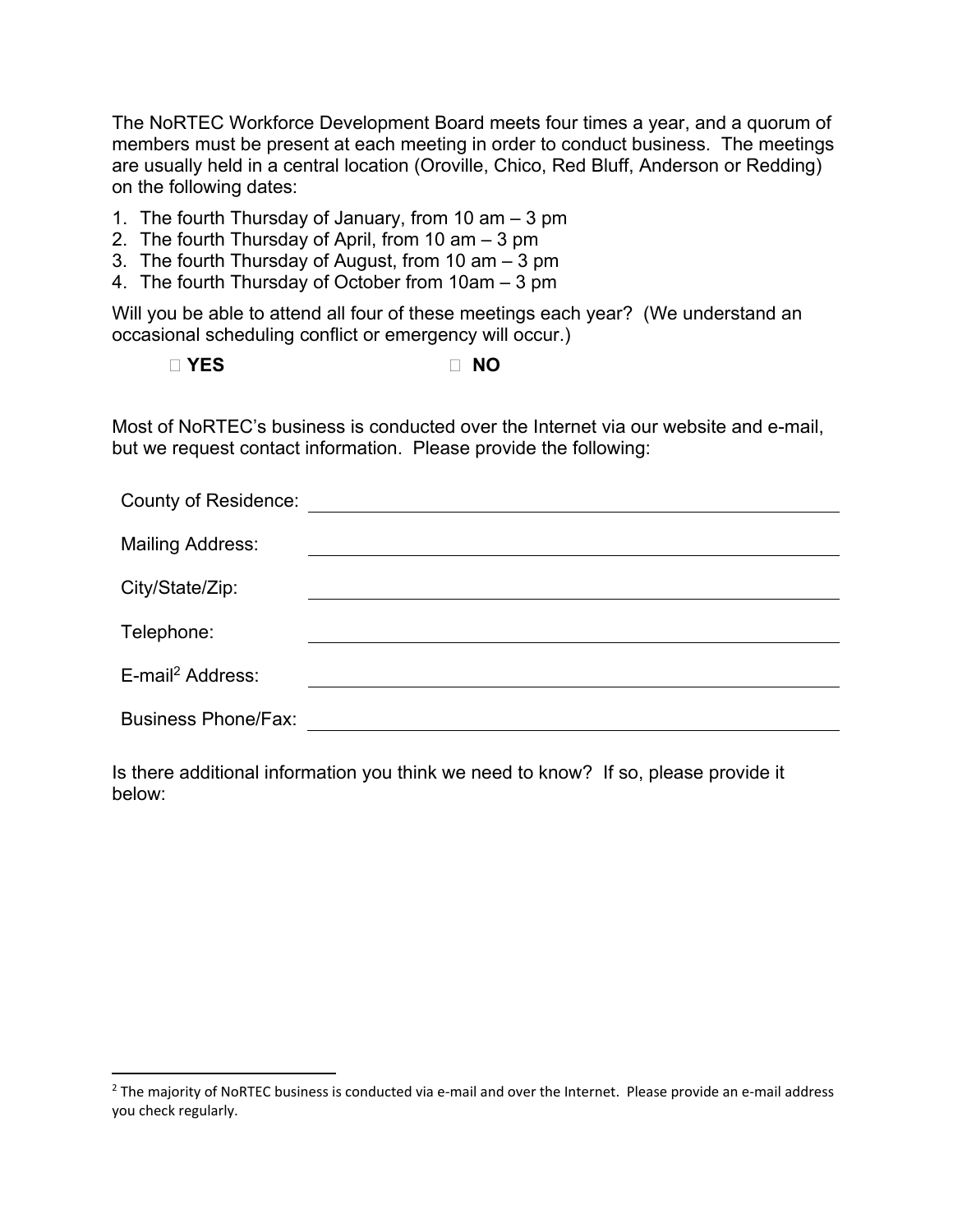The NoRTEC Workforce Development Board meets four times a year, and a quorum of members must be present at each meeting in order to conduct business. The meetings are usually held in a central location (Oroville, Chico, Red Bluff, Anderson or Redding) on the following dates:

1. The fourth Thursday of January, from 10 am – 3 pm
2. The fourth Thursday of April, from 10 am – 3 pm
3. The fourth Thursday of August, from 10 am – 3 pm
4. The fourth Thursday of October from 10am – 3 pm

Will you be able to attend all four of these meetings each year? (We understand an occasional scheduling conflict or emergency will occur.)

☐ **YES** ☐ **NO**

Most of NoRTEC's business is conducted over the Internet via our website and e-mail, but we request contact information. Please provide the following:

County of Residence: ______________________________

Mailing Address: ______________________________

City/State/Zip: ______________________________

Telephone: ______________________________

E-mail[2] Address: ______________________________

Business Phone/Fax: ______________________________

Is there additional information you think we need to know? If so, please provide it below:

[2] The majority of NoRTEC business is conducted via e-mail and over the Internet. Please provide an e-mail address you check regularly.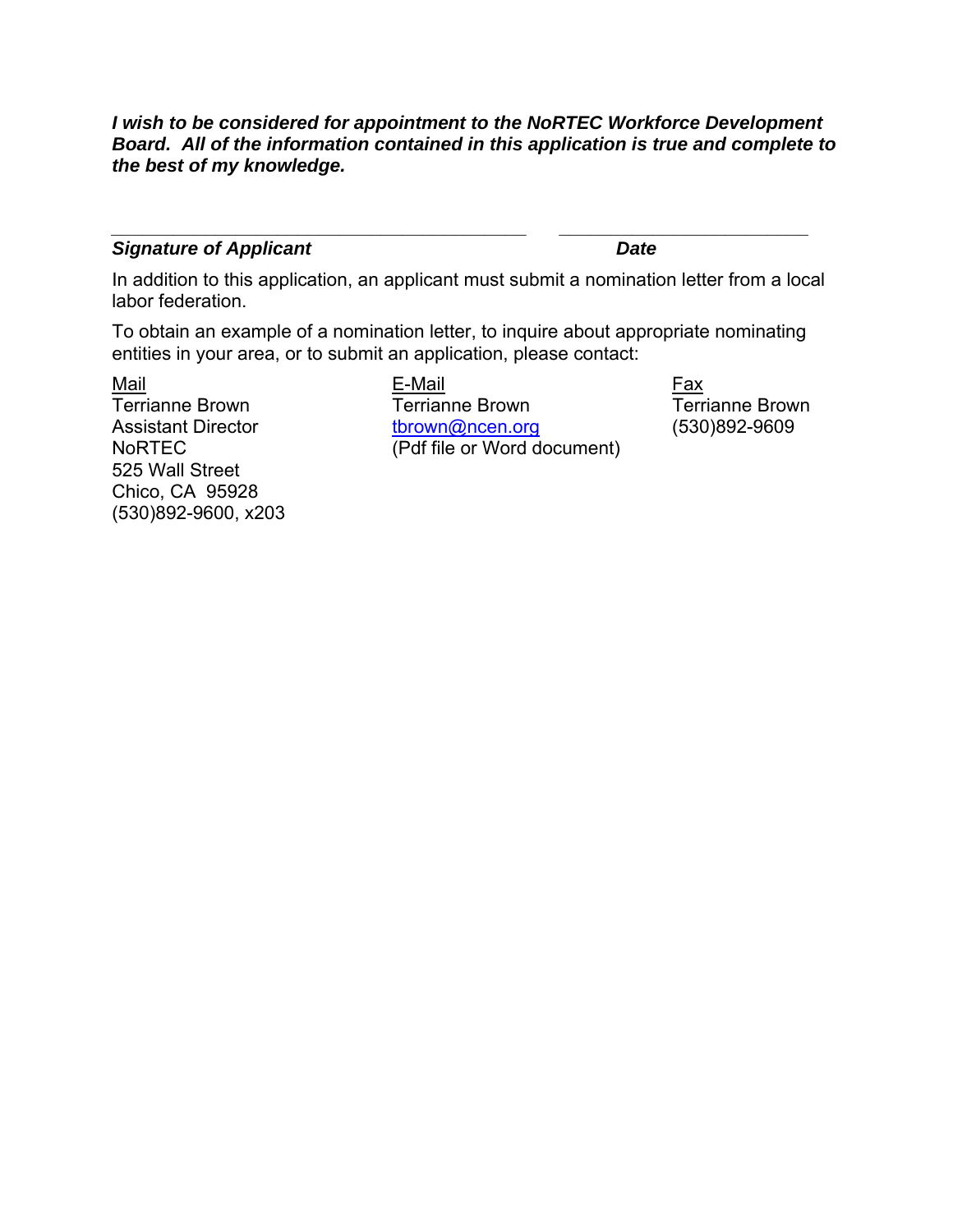***I wish to be considered for appointment to the NoRTEC Workforce Development Board. All of the information contained in this application is true and complete to the best of my knowledge.***

\_\_\_\_\_\_\_\_\_\_\_\_\_\_\_\_\_\_\_\_\_\_\_\_\_\_\_\_\_\_\_\_\_\_\_\_\_\_\_\_\_\_ \_\_\_\_\_\_\_\_\_\_\_\_\_\_\_\_\_\_\_\_\_\_\_\_\_\_

***Signature of Applicant*** ***Date***

In addition to this application, an applicant must submit a nomination letter from a local labor federation.

To obtain an example of a nomination letter, to inquire about appropriate nominating entities in your area, or to submit an application, please contact:

| Mail | E-Mail | Fax |
|---|---|---|
| Terrianne Brown | Terrianne Brown | Terrianne Brown |
| Assistant Director | tbrown@ncen.org | (530)892-9609 |
| NoRTEC | (Pdf file or Word document) | |
| 525 Wall Street | | |
| Chico, CA 95928 | | |
| (530)892-9600, x203 | | |